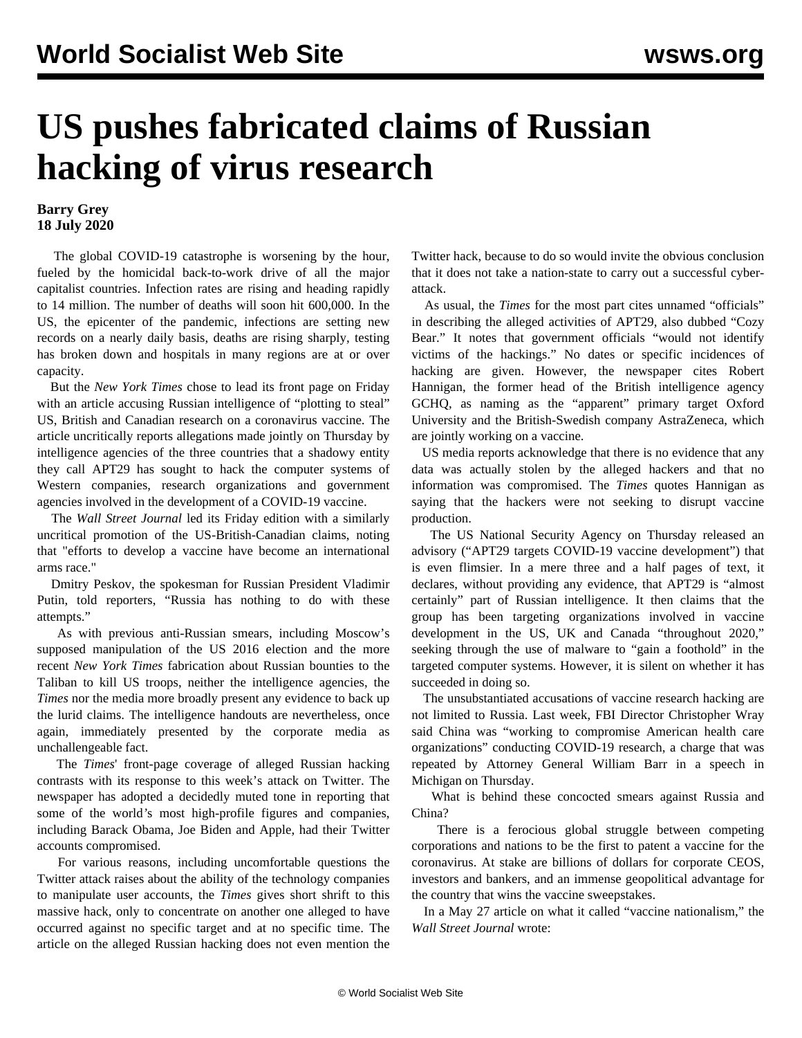# US pushes fabricated claims of Russian hacking of virus research

**Barry Grey**
**18 July 2020**

The global COVID-19 catastrophe is worsening by the hour, fueled by the homicidal back-to-work drive of all the major capitalist countries. Infection rates are rising and heading rapidly to 14 million. The number of deaths will soon hit 600,000. In the US, the epicenter of the pandemic, infections are setting new records on a nearly daily basis, deaths are rising sharply, testing has broken down and hospitals in many regions are at or over capacity.

But the *New York Times* chose to lead its front page on Friday with an article accusing Russian intelligence of "plotting to steal" US, British and Canadian research on a coronavirus vaccine. The article uncritically reports allegations made jointly on Thursday by intelligence agencies of the three countries that a shadowy entity they call APT29 has sought to hack the computer systems of Western companies, research organizations and government agencies involved in the development of a COVID-19 vaccine.

The *Wall Street Journal* led its Friday edition with a similarly uncritical promotion of the US-British-Canadian claims, noting that "efforts to develop a vaccine have become an international arms race."

Dmitry Peskov, the spokesman for Russian President Vladimir Putin, told reporters, "Russia has nothing to do with these attempts."

As with previous anti-Russian smears, including Moscow's supposed manipulation of the US 2016 election and the more recent *New York Times* fabrication about Russian bounties to the Taliban to kill US troops, neither the intelligence agencies, the *Times* nor the media more broadly present any evidence to back up the lurid claims. The intelligence handouts are nevertheless, once again, immediately presented by the corporate media as unchallengeable fact.

The *Times*' front-page coverage of alleged Russian hacking contrasts with its response to this week's attack on Twitter. The newspaper has adopted a decidedly muted tone in reporting that some of the world's most high-profile figures and companies, including Barack Obama, Joe Biden and Apple, had their Twitter accounts compromised.

For various reasons, including uncomfortable questions the Twitter attack raises about the ability of the technology companies to manipulate user accounts, the *Times* gives short shrift to this massive hack, only to concentrate on another one alleged to have occurred against no specific target and at no specific time. The article on the alleged Russian hacking does not even mention the Twitter hack, because to do so would invite the obvious conclusion that it does not take a nation-state to carry out a successful cyber-attack.

As usual, the *Times* for the most part cites unnamed "officials" in describing the alleged activities of APT29, also dubbed "Cozy Bear." It notes that government officials "would not identify victims of the hackings." No dates or specific incidences of hacking are given. However, the newspaper cites Robert Hannigan, the former head of the British intelligence agency GCHQ, as naming as the "apparent" primary target Oxford University and the British-Swedish company AstraZeneca, which are jointly working on a vaccine.

US media reports acknowledge that there is no evidence that any data was actually stolen by the alleged hackers and that no information was compromised. The *Times* quotes Hannigan as saying that the hackers were not seeking to disrupt vaccine production.

The US National Security Agency on Thursday released an advisory ("APT29 targets COVID-19 vaccine development") that is even flimsier. In a mere three and a half pages of text, it declares, without providing any evidence, that APT29 is "almost certainly" part of Russian intelligence. It then claims that the group has been targeting organizations involved in vaccine development in the US, UK and Canada "throughout 2020," seeking through the use of malware to "gain a foothold" in the targeted computer systems. However, it is silent on whether it has succeeded in doing so.

The unsubstantiated accusations of vaccine research hacking are not limited to Russia. Last week, FBI Director Christopher Wray said China was "working to compromise American health care organizations" conducting COVID-19 research, a charge that was repeated by Attorney General William Barr in a speech in Michigan on Thursday.

What is behind these concocted smears against Russia and China?

There is a ferocious global struggle between competing corporations and nations to be the first to patent a vaccine for the coronavirus. At stake are billions of dollars for corporate CEOS, investors and bankers, and an immense geopolitical advantage for the country that wins the vaccine sweepstakes.

In a May 27 article on what it called "vaccine nationalism," the *Wall Street Journal* wrote: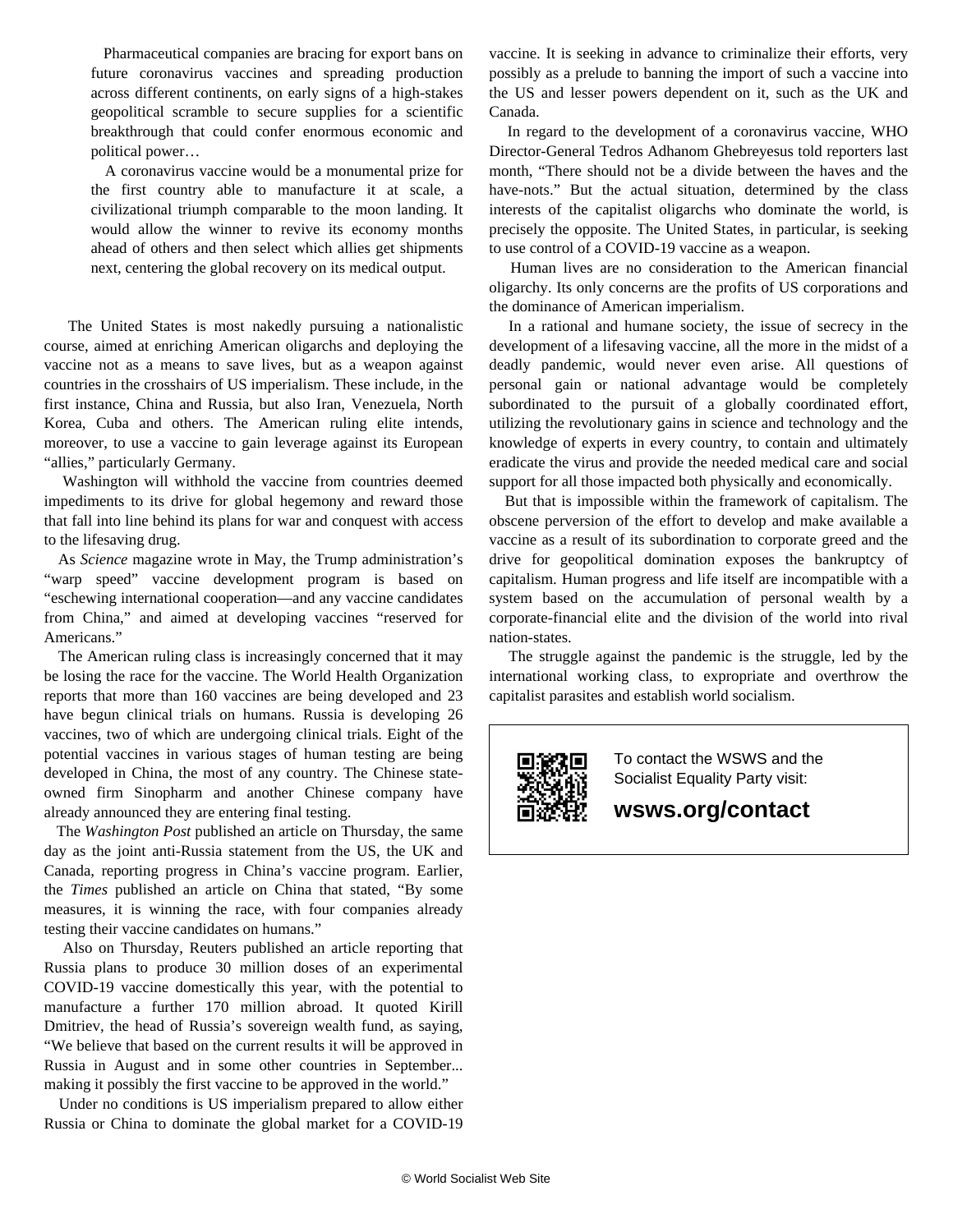> Pharmaceutical companies are bracing for export bans on future coronavirus vaccines and spreading production across different continents, on early signs of a high-stakes geopolitical scramble to secure supplies for a scientific breakthrough that could confer enormous economic and political power…
>
> A coronavirus vaccine would be a monumental prize for the first country able to manufacture it at scale, a civilizational triumph comparable to the moon landing. It would allow the winner to revive its economy months ahead of others and then select which allies get shipments next, centering the global recovery on its medical output.

The United States is most nakedly pursuing a nationalistic course, aimed at enriching American oligarchs and deploying the vaccine not as a means to save lives, but as a weapon against countries in the crosshairs of US imperialism. These include, in the first instance, China and Russia, but also Iran, Venezuela, North Korea, Cuba and others. The American ruling elite intends, moreover, to use a vaccine to gain leverage against its European "allies," particularly Germany.

Washington will withhold the vaccine from countries deemed impediments to its drive for global hegemony and reward those that fall into line behind its plans for war and conquest with access to the lifesaving drug.

As *Science* magazine wrote in May, the Trump administration's "warp speed" vaccine development program is based on "eschewing international cooperation—and any vaccine candidates from China," and aimed at developing vaccines "reserved for Americans."

The American ruling class is increasingly concerned that it may be losing the race for the vaccine. The World Health Organization reports that more than 160 vaccines are being developed and 23 have begun clinical trials on humans. Russia is developing 26 vaccines, two of which are undergoing clinical trials. Eight of the potential vaccines in various stages of human testing are being developed in China, the most of any country. The Chinese state-owned firm Sinopharm and another Chinese company have already announced they are entering final testing.

The *Washington Post* published an article on Thursday, the same day as the joint anti-Russia statement from the US, the UK and Canada, reporting progress in China's vaccine program. Earlier, the *Times* published an article on China that stated, "By some measures, it is winning the race, with four companies already testing their vaccine candidates on humans."

Also on Thursday, Reuters published an article reporting that Russia plans to produce 30 million doses of an experimental COVID-19 vaccine domestically this year, with the potential to manufacture a further 170 million abroad. It quoted Kirill Dmitriev, the head of Russia's sovereign wealth fund, as saying, "We believe that based on the current results it will be approved in Russia in August and in some other countries in September... making it possibly the first vaccine to be approved in the world."

Under no conditions is US imperialism prepared to allow either Russia or China to dominate the global market for a COVID-19 vaccine. It is seeking in advance to criminalize their efforts, very possibly as a prelude to banning the import of such a vaccine into the US and lesser powers dependent on it, such as the UK and Canada.

In regard to the development of a coronavirus vaccine, WHO Director-General Tedros Adhanom Ghebreyesus told reporters last month, "There should not be a divide between the haves and the have-nots." But the actual situation, determined by the class interests of the capitalist oligarchs who dominate the world, is precisely the opposite. The United States, in particular, is seeking to use control of a COVID-19 vaccine as a weapon.

Human lives are no consideration to the American financial oligarchy. Its only concerns are the profits of US corporations and the dominance of American imperialism.

In a rational and humane society, the issue of secrecy in the development of a lifesaving vaccine, all the more in the midst of a deadly pandemic, would never even arise. All questions of personal gain or national advantage would be completely subordinated to the pursuit of a globally coordinated effort, utilizing the revolutionary gains in science and technology and the knowledge of experts in every country, to contain and ultimately eradicate the virus and provide the needed medical care and social support for all those impacted both physically and economically.

But that is impossible within the framework of capitalism. The obscene perversion of the effort to develop and make available a vaccine as a result of its subordination to corporate greed and the drive for geopolitical domination exposes the bankruptcy of capitalism. Human progress and life itself are incompatible with a system based on the accumulation of personal wealth by a corporate-financial elite and the division of the world into rival nation-states.

The struggle against the pandemic is the struggle, led by the international working class, to expropriate and overthrow the capitalist parasites and establish world socialism.

To contact the WSWS and the Socialist Equality Party visit:

**wsws.org/contact**